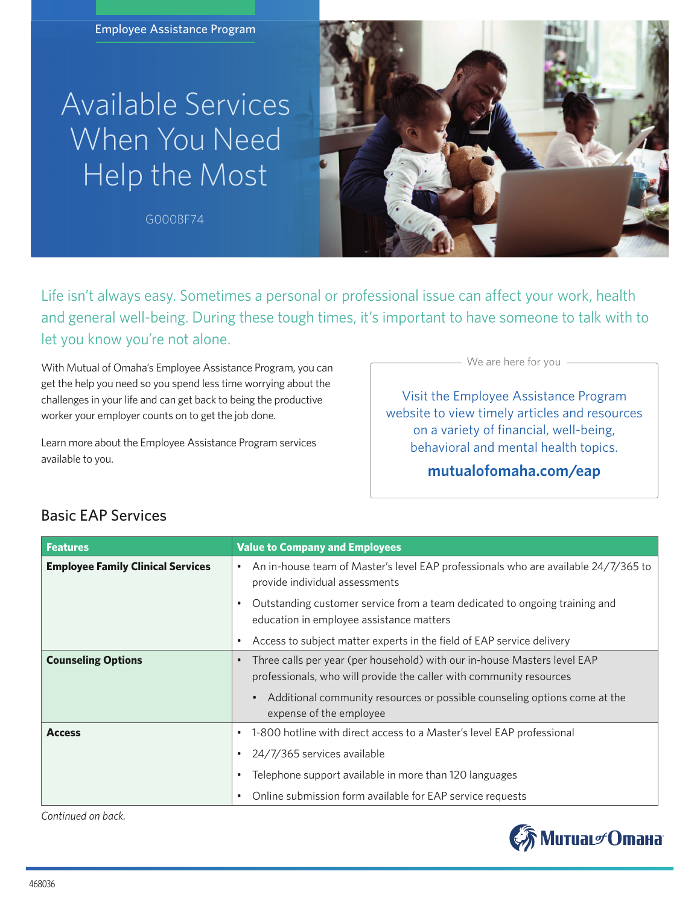Employee Assistance Program

# Available Services When You Need Help the Most

G000BF74

Life isn't always easy. Sometimes a personal or professional issue can affect your work, health and general well-being. During these tough times, it's important to have someone to talk with to let you know you're not alone.

With Mutual of Omaha's Employee Assistance Program, you can get the help you need so you spend less time worrying about the challenges in your life and can get back to being the productive worker your employer counts on to get the job done.

Learn more about the Employee Assistance Program services available to you.

We are here for you

Visit the Employee Assistance Program website to view timely articles and resources on a variety of financial, well-being, behavioral and mental health topics.

**mutualofomaha.com/eap**

## Basic EAP Services

| Features | Value to Company and Employees |
|---|---|
| **Employee Family Clinical Services** | • An in-house team of Master's level EAP professionals who are available 24/7/365 to provide individual assessments<br>• Outstanding customer service from a team dedicated to ongoing training and education in employee assistance matters<br>• Access to subject matter experts in the field of EAP service delivery |
| **Counseling Options** | • Three calls per year (per household) with our in-house Masters level EAP professionals, who will provide the caller with community resources<br>  • Additional community resources or possible counseling options come at the expense of the employee |
| **Access** | • 1-800 hotline with direct access to a Master's level EAP professional<br>• 24/7/365 services available<br>• Telephone support available in more than 120 languages<br>• Online submission form available for EAP service requests |

*Continued on back.*

Mutual of Omaha

468036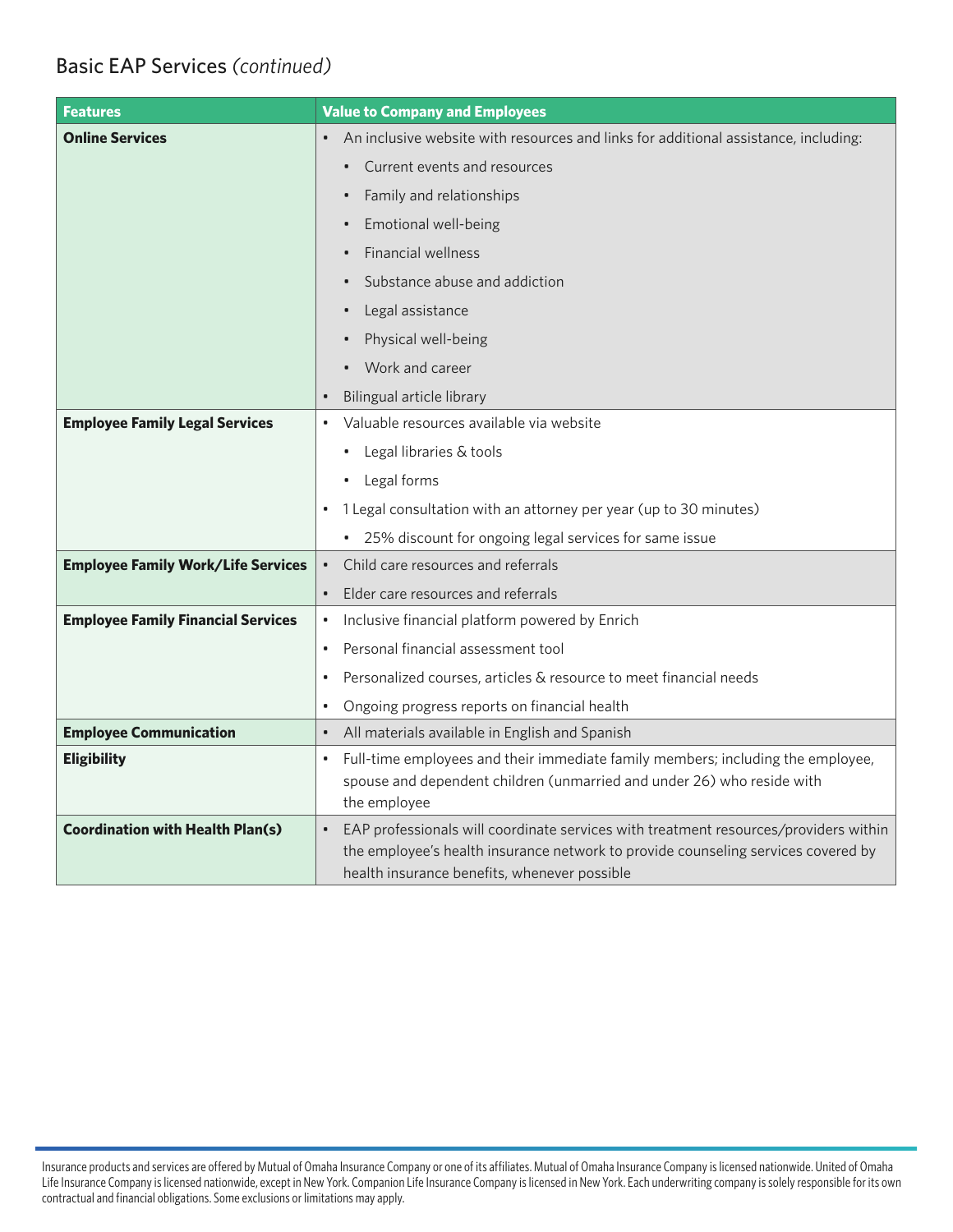## Basic EAP Services *(continued)*

| Features | Value to Company and Employees |
|---|---|
| **Online Services** | • An inclusive website with resources and links for additional assistance, including:<br>  ◦ Current events and resources<br>  ◦ Family and relationships<br>  ◦ Emotional well-being<br>  ◦ Financial wellness<br>  ◦ Substance abuse and addiction<br>  ◦ Legal assistance<br>  ◦ Physical well-being<br>  ◦ Work and career<br>• Bilingual article library |
| **Employee Family Legal Services** | • Valuable resources available via website<br>  ◦ Legal libraries & tools<br>  ◦ Legal forms<br>• 1 Legal consultation with an attorney per year (up to 30 minutes)<br>  ◦ 25% discount for ongoing legal services for same issue |
| **Employee Family Work/Life Services** | • Child care resources and referrals<br>• Elder care resources and referrals |
| **Employee Family Financial Services** | • Inclusive financial platform powered by Enrich<br>• Personal financial assessment tool<br>• Personalized courses, articles & resource to meet financial needs<br>• Ongoing progress reports on financial health |
| **Employee Communication** | • All materials available in English and Spanish |
| **Eligibility** | • Full-time employees and their immediate family members; including the employee, spouse and dependent children (unmarried and under 26) who reside with the employee |
| **Coordination with Health Plan(s)** | • EAP professionals will coordinate services with treatment resources/providers within the employee's health insurance network to provide counseling services covered by health insurance benefits, whenever possible |

Insurance products and services are offered by Mutual of Omaha Insurance Company or one of its affiliates. Mutual of Omaha Insurance Company is licensed nationwide. United of Omaha Life Insurance Company is licensed nationwide, except in New York. Companion Life Insurance Company is licensed in New York. Each underwriting company is solely responsible for its own contractual and financial obligations. Some exclusions or limitations may apply.